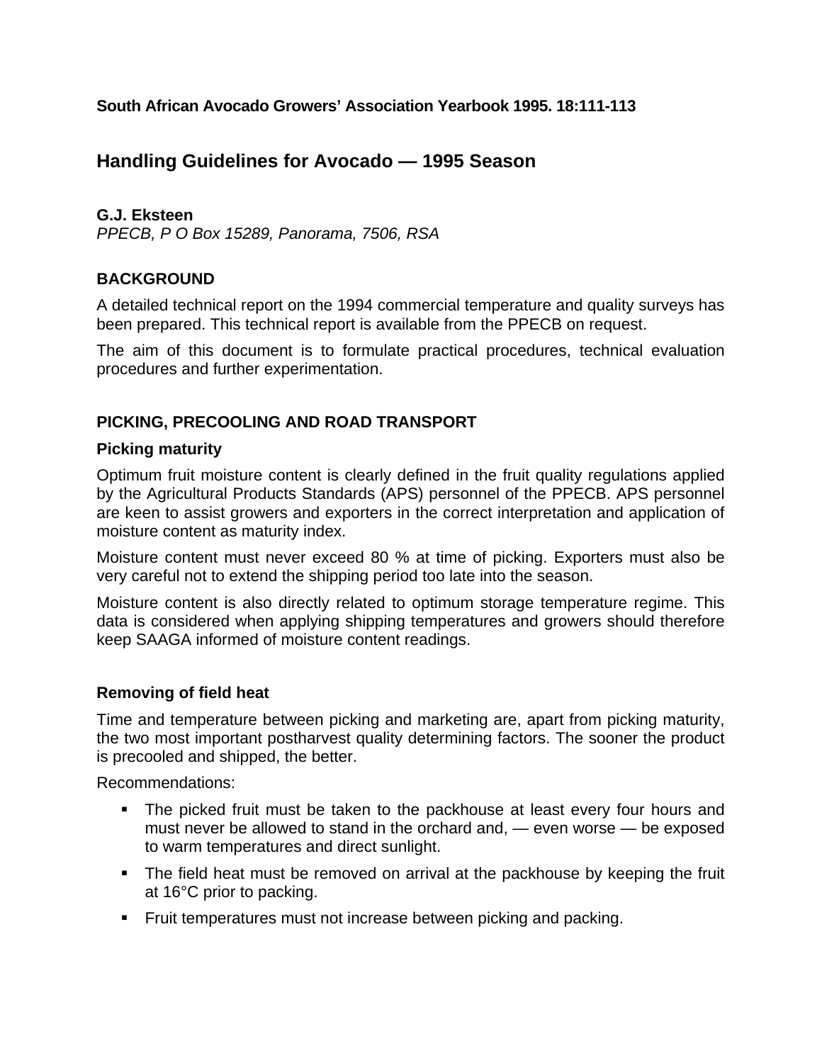**South African Avocado Growers' Association Yearbook 1995. 18:111-113**

# Handling Guidelines for Avocado — 1995 Season

**G.J. Eksteen**

*PPECB, P O Box 15289, Panorama, 7506, RSA*

## BACKGROUND

A detailed technical report on the 1994 commercial temperature and quality surveys has been prepared. This technical report is available from the PPECB on request.

The aim of this document is to formulate practical procedures, technical evaluation procedures and further experimentation.

## PICKING, PRECOOLING AND ROAD TRANSPORT

### Picking maturity

Optimum fruit moisture content is clearly defined in the fruit quality regulations applied by the Agricultural Products Standards (APS) personnel of the PPECB. APS personnel are keen to assist growers and exporters in the correct interpretation and application of moisture content as maturity index.

Moisture content must never exceed 80 % at time of picking. Exporters must also be very careful not to extend the shipping period too late into the season.

Moisture content is also directly related to optimum storage temperature regime. This data is considered when applying shipping temperatures and growers should therefore keep SAAGA informed of moisture content readings.

### Removing of field heat

Time and temperature between picking and marketing are, apart from picking maturity, the two most important postharvest quality determining factors. The sooner the product is precooled and shipped, the better.

Recommendations:

- The picked fruit must be taken to the packhouse at least every four hours and must never be allowed to stand in the orchard and, — even worse — be exposed to warm temperatures and direct sunlight.
- The field heat must be removed on arrival at the packhouse by keeping the fruit at 16°C prior to packing.
- Fruit temperatures must not increase between picking and packing.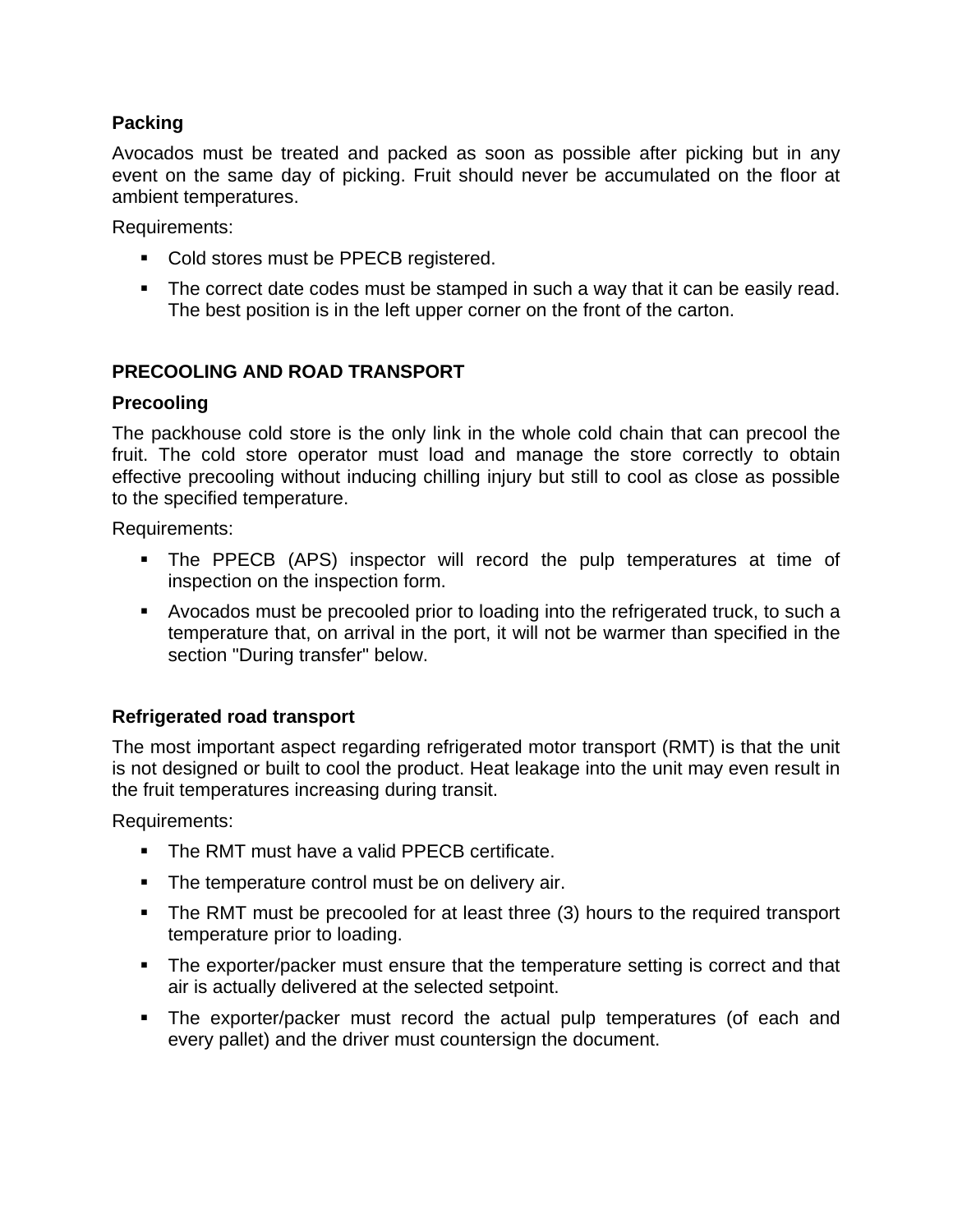### Packing

Avocados must be treated and packed as soon as possible after picking but in any event on the same day of picking. Fruit should never be accumulated on the floor at ambient temperatures.

Requirements:

- Cold stores must be PPECB registered.
- The correct date codes must be stamped in such a way that it can be easily read. The best position is in the left upper corner on the front of the carton.

## PRECOOLING AND ROAD TRANSPORT

### Precooling

The packhouse cold store is the only link in the whole cold chain that can precool the fruit. The cold store operator must load and manage the store correctly to obtain effective precooling without inducing chilling injury but still to cool as close as possible to the specified temperature.

Requirements:

- The PPECB (APS) inspector will record the pulp temperatures at time of inspection on the inspection form.
- Avocados must be precooled prior to loading into the refrigerated truck, to such a temperature that, on arrival in the port, it will not be warmer than specified in the section "During transfer" below.

### Refrigerated road transport

The most important aspect regarding refrigerated motor transport (RMT) is that the unit is not designed or built to cool the product. Heat leakage into the unit may even result in the fruit temperatures increasing during transit.

Requirements:

- The RMT must have a valid PPECB certificate.
- The temperature control must be on delivery air.
- The RMT must be precooled for at least three (3) hours to the required transport temperature prior to loading.
- The exporter/packer must ensure that the temperature setting is correct and that air is actually delivered at the selected setpoint.
- The exporter/packer must record the actual pulp temperatures (of each and every pallet) and the driver must countersign the document.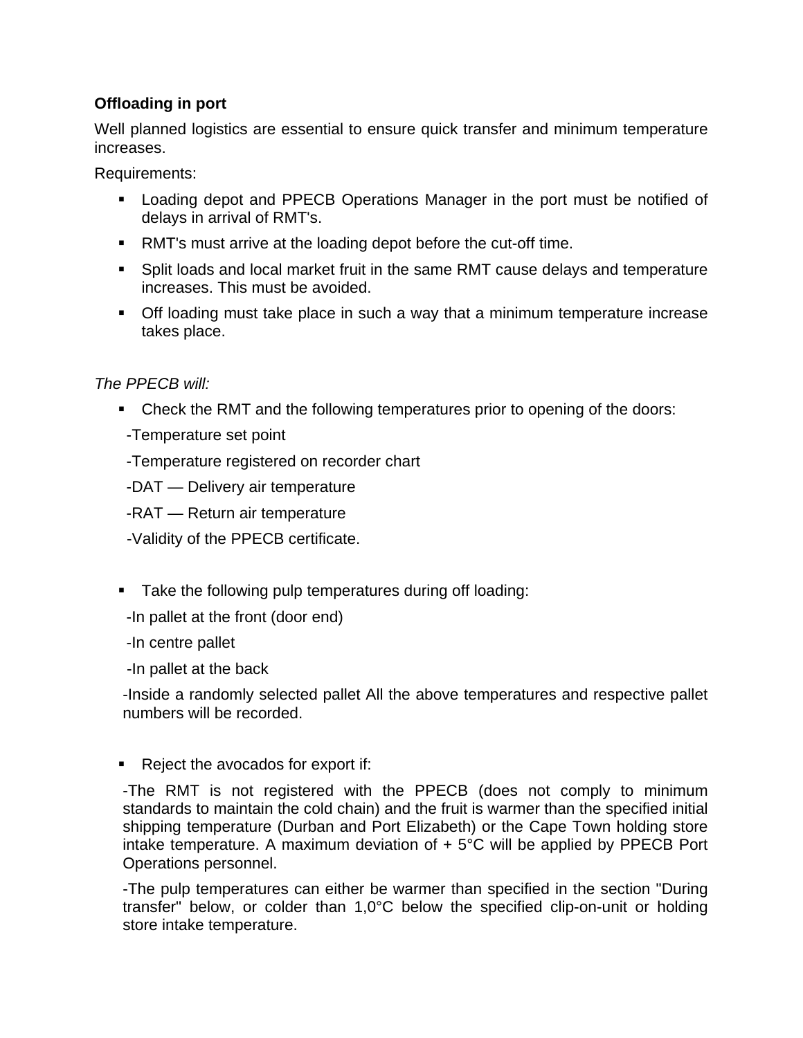**Offloading in port**

Well planned logistics are essential to ensure quick transfer and minimum temperature increases.

Requirements:

- Loading depot and PPECB Operations Manager in the port must be notified of delays in arrival of RMT's.
- RMT's must arrive at the loading depot before the cut-off time.
- Split loads and local market fruit in the same RMT cause delays and temperature increases. This must be avoided.
- Off loading must take place in such a way that a minimum temperature increase takes place.

*The PPECB will:*

- Check the RMT and the following temperatures prior to opening of the doors:

  -Temperature set point

  -Temperature registered on recorder chart

  -DAT — Delivery air temperature

  -RAT — Return air temperature

  -Validity of the PPECB certificate.

- Take the following pulp temperatures during off loading:

  -In pallet at the front (door end)

  -In centre pallet

  -In pallet at the back

  -Inside a randomly selected pallet All the above temperatures and respective pallet numbers will be recorded.

- Reject the avocados for export if:

  -The RMT is not registered with the PPECB (does not comply to minimum standards to maintain the cold chain) and the fruit is warmer than the specified initial shipping temperature (Durban and Port Elizabeth) or the Cape Town holding store intake temperature. A maximum deviation of + 5°C will be applied by PPECB Port Operations personnel.

  -The pulp temperatures can either be warmer than specified in the section "During transfer" below, or colder than 1,0°C below the specified clip-on-unit or holding store intake temperature.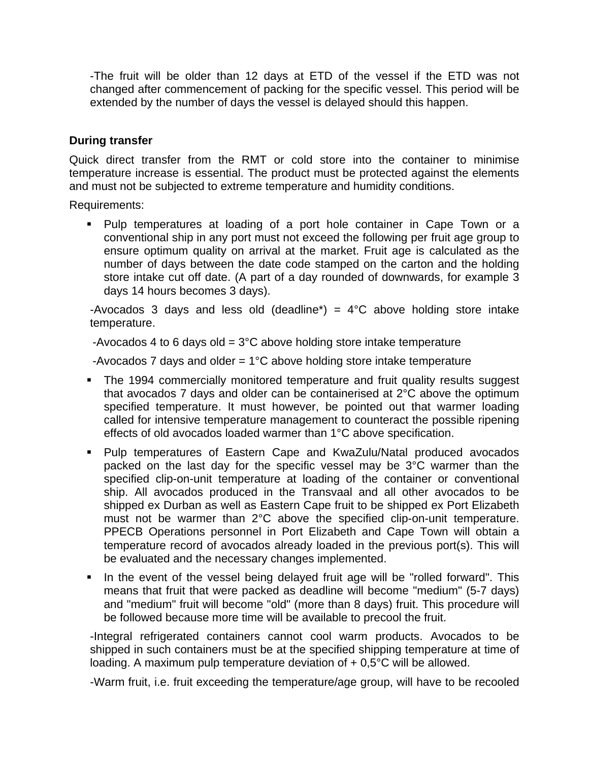-The fruit will be older than 12 days at ETD of the vessel if the ETD was not changed after commencement of packing for the specific vessel. This period will be extended by the number of days the vessel is delayed should this happen.

**During transfer**

Quick direct transfer from the RMT or cold store into the container to minimise temperature increase is essential. The product must be protected against the elements and must not be subjected to extreme temperature and humidity conditions.

Requirements:

- Pulp temperatures at loading of a port hole container in Cape Town or a conventional ship in any port must not exceed the following per fruit age group to ensure optimum quality on arrival at the market. Fruit age is calculated as the number of days between the date code stamped on the carton and the holding store intake cut off date. (A part of a day rounded of downwards, for example 3 days 14 hours becomes 3 days).

  -Avocados 3 days and less old (deadline*) = 4°C above holding store intake temperature.

  -Avocados 4 to 6 days old = 3°C above holding store intake temperature

  -Avocados 7 days and older = 1°C above holding store intake temperature

- The 1994 commercially monitored temperature and fruit quality results suggest that avocados 7 days and older can be containerised at 2°C above the optimum specified temperature. It must however, be pointed out that warmer loading called for intensive temperature management to counteract the possible ripening effects of old avocados loaded warmer than 1°C above specification.
- Pulp temperatures of Eastern Cape and KwaZulu/Natal produced avocados packed on the last day for the specific vessel may be 3°C warmer than the specified clip-on-unit temperature at loading of the container or conventional ship. All avocados produced in the Transvaal and all other avocados to be shipped ex Durban as well as Eastern Cape fruit to be shipped ex Port Elizabeth must not be warmer than 2°C above the specified clip-on-unit temperature. PPECB Operations personnel in Port Elizabeth and Cape Town will obtain a temperature record of avocados already loaded in the previous port(s). This will be evaluated and the necessary changes implemented.
- In the event of the vessel being delayed fruit age will be "rolled forward". This means that fruit that were packed as deadline will become "medium" (5-7 days) and "medium" fruit will become "old" (more than 8 days) fruit. This procedure will be followed because more time will be available to precool the fruit.

  -Integral refrigerated containers cannot cool warm products. Avocados to be shipped in such containers must be at the specified shipping temperature at time of loading. A maximum pulp temperature deviation of + 0,5°C will be allowed.

  -Warm fruit, i.e. fruit exceeding the temperature/age group, will have to be recooled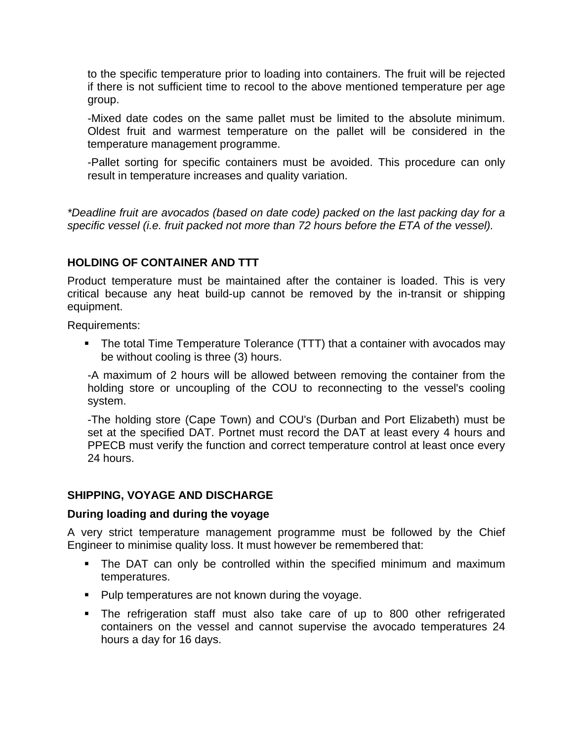to the specific temperature prior to loading into containers. The fruit will be rejected if there is not sufficient time to recool to the above mentioned temperature per age group.

-Mixed date codes on the same pallet must be limited to the absolute minimum. Oldest fruit and warmest temperature on the pallet will be considered in the temperature management programme.

-Pallet sorting for specific containers must be avoided. This procedure can only result in temperature increases and quality variation.

*\*Deadline fruit are avocados (based on date code) packed on the last packing day for a specific vessel (i.e. fruit packed not more than 72 hours before the ETA of the vessel).*

**HOLDING OF CONTAINER AND TTT**

Product temperature must be maintained after the container is loaded. This is very critical because any heat build-up cannot be removed by the in-transit or shipping equipment.

Requirements:

- The total Time Temperature Tolerance (TTT) that a container with avocados may be without cooling is three (3) hours.

  -A maximum of 2 hours will be allowed between removing the container from the holding store or uncoupling of the COU to reconnecting to the vessel's cooling system.

  -The holding store (Cape Town) and COU's (Durban and Port Elizabeth) must be set at the specified DAT. Portnet must record the DAT at least every 4 hours and PPECB must verify the function and correct temperature control at least once every 24 hours.

**SHIPPING, VOYAGE AND DISCHARGE**

**During loading and during the voyage**

A very strict temperature management programme must be followed by the Chief Engineer to minimise quality loss. It must however be remembered that:

- The DAT can only be controlled within the specified minimum and maximum temperatures.
- Pulp temperatures are not known during the voyage.
- The refrigeration staff must also take care of up to 800 other refrigerated containers on the vessel and cannot supervise the avocado temperatures 24 hours a day for 16 days.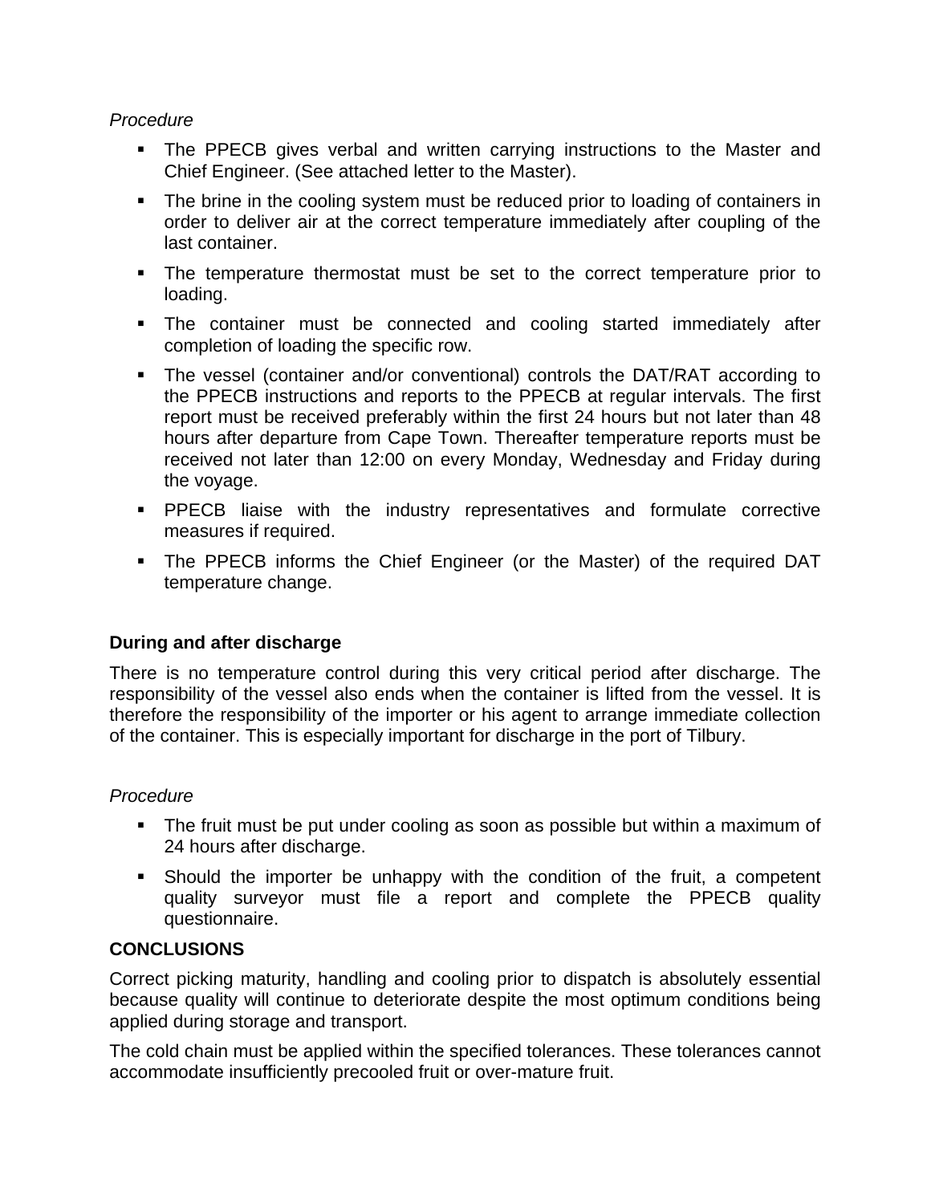*Procedure*

- The PPECB gives verbal and written carrying instructions to the Master and Chief Engineer. (See attached letter to the Master).
- The brine in the cooling system must be reduced prior to loading of containers in order to deliver air at the correct temperature immediately after coupling of the last container.
- The temperature thermostat must be set to the correct temperature prior to loading.
- The container must be connected and cooling started immediately after completion of loading the specific row.
- The vessel (container and/or conventional) controls the DAT/RAT according to the PPECB instructions and reports to the PPECB at regular intervals. The first report must be received preferably within the first 24 hours but not later than 48 hours after departure from Cape Town. Thereafter temperature reports must be received not later than 12:00 on every Monday, Wednesday and Friday during the voyage.
- PPECB liaise with the industry representatives and formulate corrective measures if required.
- The PPECB informs the Chief Engineer (or the Master) of the required DAT temperature change.

**During and after discharge**

There is no temperature control during this very critical period after discharge. The responsibility of the vessel also ends when the container is lifted from the vessel. It is therefore the responsibility of the importer or his agent to arrange immediate collection of the container. This is especially important for discharge in the port of Tilbury.

*Procedure*

- The fruit must be put under cooling as soon as possible but within a maximum of 24 hours after discharge.
- Should the importer be unhappy with the condition of the fruit, a competent quality surveyor must file a report and complete the PPECB quality questionnaire.

**CONCLUSIONS**

Correct picking maturity, handling and cooling prior to dispatch is absolutely essential because quality will continue to deteriorate despite the most optimum conditions being applied during storage and transport.

The cold chain must be applied within the specified tolerances. These tolerances cannot accommodate insufficiently precooled fruit or over-mature fruit.